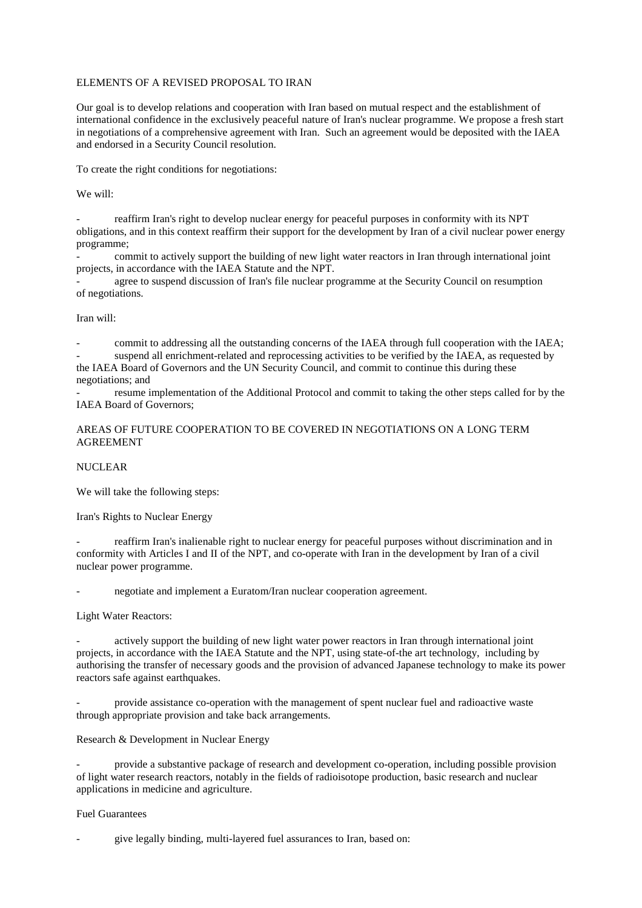# ELEMENTS OF A REVISED PROPOSAL TO IRAN

Our goal is to develop relations and cooperation with Iran based on mutual respect and the establishment of international confidence in the exclusively peaceful nature of Iran's nuclear programme. We propose a fresh start in negotiations of a comprehensive agreement with Iran. Such an agreement would be deposited with the IAEA and endorsed in a Security Council resolution.

To create the right conditions for negotiations:

We will:

- reaffirm Iran's right to develop nuclear energy for peaceful purposes in conformity with its NPT obligations, and in this context reaffirm their support for the development by Iran of a civil nuclear power energy programme;
- commit to actively support the building of new light water reactors in Iran through international joint projects, in accordance with the IAEA Statute and the NPT.
- agree to suspend discussion of Iran's file nuclear programme at the Security Council on resumption of negotiations.

Iran will:

- commit to addressing all the outstanding concerns of the IAEA through full cooperation with the IAEA;
- suspend all enrichment-related and reprocessing activities to be verified by the IAEA, as requested by the IAEA Board of Governors and the UN Security Council, and commit to continue this during these negotiations; and
- resume implementation of the Additional Protocol and commit to taking the other steps called for by the IAEA Board of Governors;

## AREAS OF FUTURE COOPERATION TO BE COVERED IN NEGOTIATIONS ON A LONG TERM AGREEMENT

### NUCLEAR

We will take the following steps:

Iran's Rights to Nuclear Energy

- reaffirm Iran's inalienable right to nuclear energy for peaceful purposes without discrimination and in conformity with Articles I and II of the NPT, and co-operate with Iran in the development by Iran of a civil nuclear power programme.

- negotiate and implement a Euratom/Iran nuclear cooperation agreement.

Light Water Reactors:

- actively support the building of new light water power reactors in Iran through international joint projects, in accordance with the IAEA Statute and the NPT, using state-of-the art technology, including by authorising the transfer of necessary goods and the provision of advanced Japanese technology to make its power reactors safe against earthquakes.

- provide assistance co-operation with the management of spent nuclear fuel and radioactive waste through appropriate provision and take back arrangements.

Research & Development in Nuclear Energy

- provide a substantive package of research and development co-operation, including possible provision of light water research reactors, notably in the fields of radioisotope production, basic research and nuclear applications in medicine and agriculture.

Fuel Guarantees

- give legally binding, multi-layered fuel assurances to Iran, based on: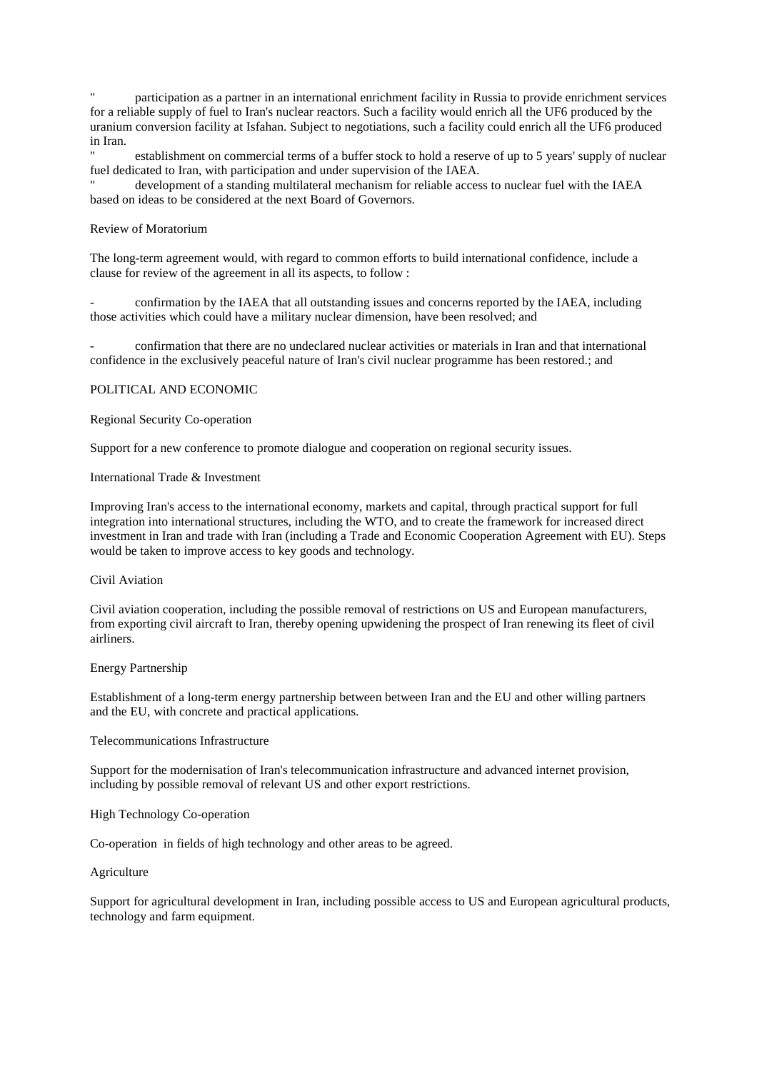" participation as a partner in an international enrichment facility in Russia to provide enrichment services for a reliable supply of fuel to Iran's nuclear reactors. Such a facility would enrich all the UF6 produced by the uranium conversion facility at Isfahan. Subject to negotiations, such a facility could enrich all the UF6 produced in Iran.

" establishment on commercial terms of a buffer stock to hold a reserve of up to 5 years' supply of nuclear fuel dedicated to Iran, with participation and under supervision of the IAEA.

" development of a standing multilateral mechanism for reliable access to nuclear fuel with the IAEA based on ideas to be considered at the next Board of Governors.

Review of Moratorium

The long-term agreement would, with regard to common efforts to build international confidence, include a clause for review of the agreement in all its aspects, to follow :

- confirmation by the IAEA that all outstanding issues and concerns reported by the IAEA, including those activities which could have a military nuclear dimension, have been resolved; and

- confirmation that there are no undeclared nuclear activities or materials in Iran and that international confidence in the exclusively peaceful nature of Iran's civil nuclear programme has been restored.; and

POLITICAL AND ECONOMIC

Regional Security Co-operation

Support for a new conference to promote dialogue and cooperation on regional security issues.

International Trade & Investment

Improving Iran's access to the international economy, markets and capital, through practical support for full integration into international structures, including the WTO, and to create the framework for increased direct investment in Iran and trade with Iran (including a Trade and Economic Cooperation Agreement with EU). Steps would be taken to improve access to key goods and technology.

Civil Aviation

Civil aviation cooperation, including the possible removal of restrictions on US and European manufacturers, from exporting civil aircraft to Iran, thereby opening upwidening the prospect of Iran renewing its fleet of civil airliners.

Energy Partnership

Establishment of a long-term energy partnership between between Iran and the EU and other willing partners and the EU, with concrete and practical applications.

Telecommunications Infrastructure

Support for the modernisation of Iran's telecommunication infrastructure and advanced internet provision, including by possible removal of relevant US and other export restrictions.

High Technology Co-operation

Co-operation in fields of high technology and other areas to be agreed.

Agriculture

Support for agricultural development in Iran, including possible access to US and European agricultural products, technology and farm equipment.